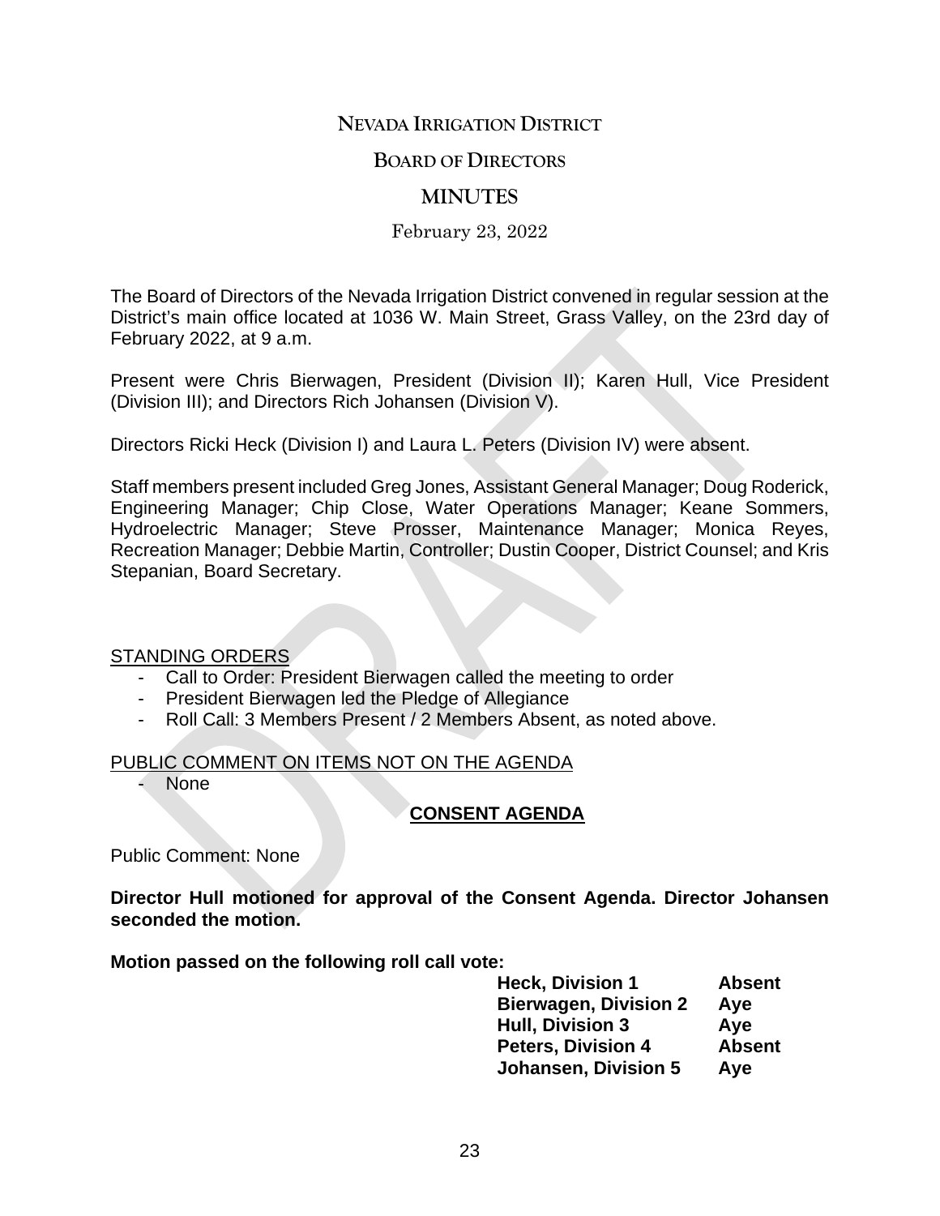# NEVADA IRRIGATION DISTRICT

## BOARD OF DIRECTORS

## MINUTES

February 23, 2022

The Board of Directors of the Nevada Irrigation District convened in regular session at the District's main office located at 1036 W. Main Street, Grass Valley, on the 23rd day of February 2022, at 9 a.m.

Present were Chris Bierwagen, President (Division II); Karen Hull, Vice President (Division III); and Directors Rich Johansen (Division V).

Directors Ricki Heck (Division I) and Laura L. Peters (Division IV) were absent.

Staff members present included Greg Jones, Assistant General Manager; Doug Roderick, Engineering Manager; Chip Close, Water Operations Manager; Keane Sommers, Hydroelectric Manager; Steve Prosser, Maintenance Manager; Monica Reyes, Recreation Manager; Debbie Martin, Controller; Dustin Cooper, District Counsel; and Kris Stepanian, Board Secretary.

STANDING ORDERS

- Call to Order: President Bierwagen called the meeting to order
- President Bierwagen led the Pledge of Allegiance
- Roll Call: 3 Members Present / 2 Members Absent, as noted above.

PUBLIC COMMENT ON ITEMS NOT ON THE AGENDA

- None

## CONSENT AGENDA

Public Comment: None

**Director Hull motioned for approval of the Consent Agenda. Director Johansen seconded the motion.**

**Motion passed on the following roll call vote:**

| | |
|---|---|
| **Heck, Division 1** | **Absent** |
| **Bierwagen, Division 2** | **Aye** |
| **Hull, Division 3** | **Aye** |
| **Peters, Division 4** | **Absent** |
| **Johansen, Division 5** | **Aye** |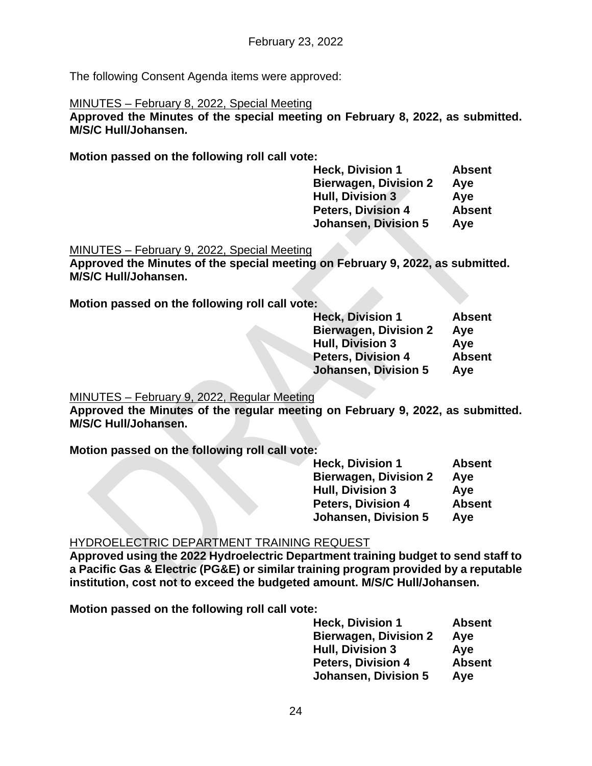The following Consent Agenda items were approved:

MINUTES – February 8, 2022, Special Meeting

**Approved the Minutes of the special meeting on February 8, 2022, as submitted. M/S/C Hull/Johansen.**

**Motion passed on the following roll call vote:**

| | |
|---|---|
| **Heck, Division 1** | **Absent** |
| **Bierwagen, Division 2** | **Aye** |
| **Hull, Division 3** | **Aye** |
| **Peters, Division 4** | **Absent** |
| **Johansen, Division 5** | **Aye** |

MINUTES – February 9, 2022, Special Meeting

**Approved the Minutes of the special meeting on February 9, 2022, as submitted. M/S/C Hull/Johansen.**

**Motion passed on the following roll call vote:**

| | |
|---|---|
| **Heck, Division 1** | **Absent** |
| **Bierwagen, Division 2** | **Aye** |
| **Hull, Division 3** | **Aye** |
| **Peters, Division 4** | **Absent** |
| **Johansen, Division 5** | **Aye** |

MINUTES – February 9, 2022, Regular Meeting

**Approved the Minutes of the regular meeting on February 9, 2022, as submitted. M/S/C Hull/Johansen.**

**Motion passed on the following roll call vote:**

| | |
|---|---|
| **Heck, Division 1** | **Absent** |
| **Bierwagen, Division 2** | **Aye** |
| **Hull, Division 3** | **Aye** |
| **Peters, Division 4** | **Absent** |
| **Johansen, Division 5** | **Aye** |

HYDROELECTRIC DEPARTMENT TRAINING REQUEST

**Approved using the 2022 Hydroelectric Department training budget to send staff to a Pacific Gas & Electric (PG&E) or similar training program provided by a reputable institution, cost not to exceed the budgeted amount. M/S/C Hull/Johansen.**

**Motion passed on the following roll call vote:**

| | |
|---|---|
| **Heck, Division 1** | **Absent** |
| **Bierwagen, Division 2** | **Aye** |
| **Hull, Division 3** | **Aye** |
| **Peters, Division 4** | **Absent** |
| **Johansen, Division 5** | **Aye** |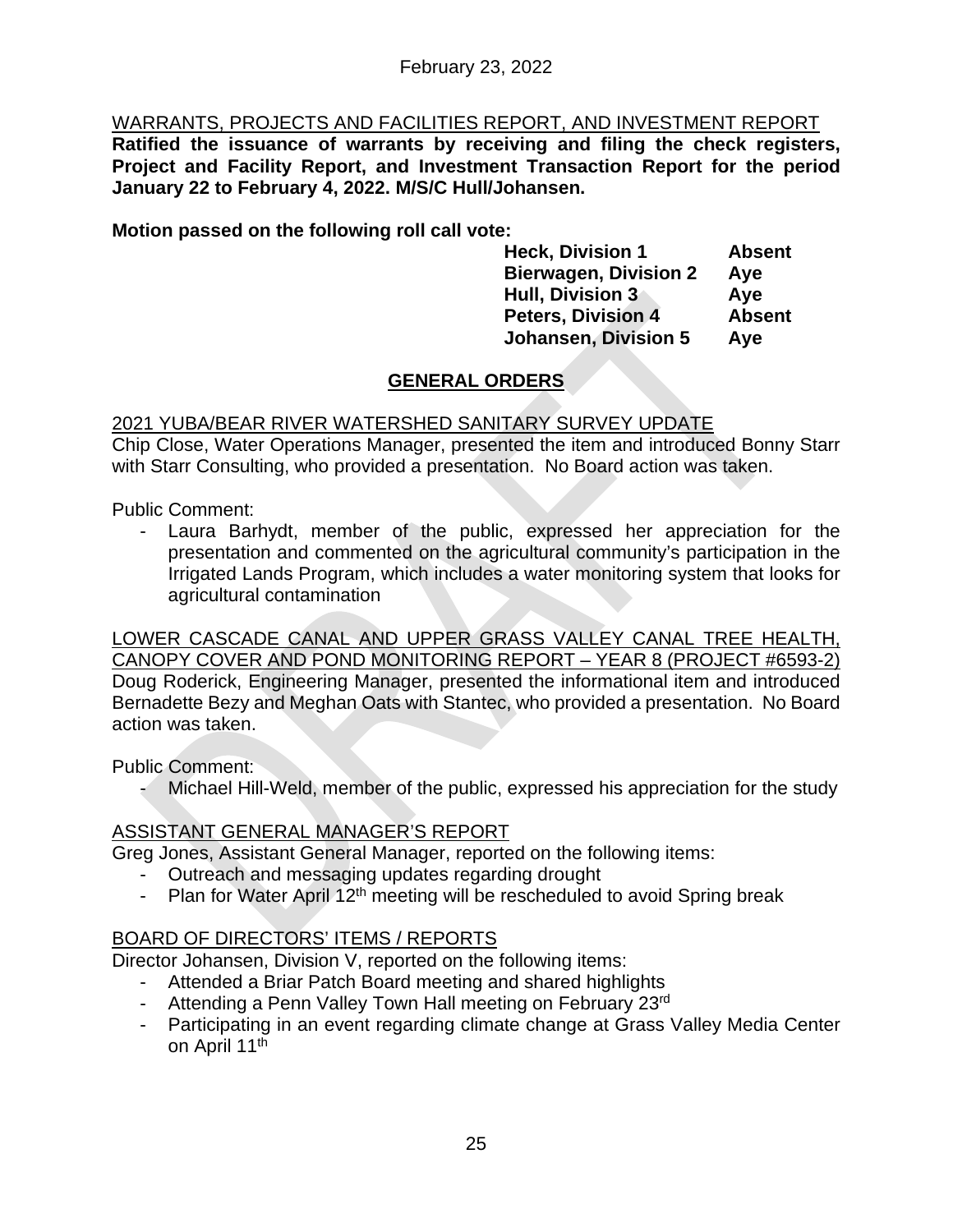February 23, 2022

WARRANTS, PROJECTS AND FACILITIES REPORT, AND INVESTMENT REPORT

**Ratified the issuance of warrants by receiving and filing the check registers, Project and Facility Report, and Investment Transaction Report for the period January 22 to February 4, 2022. M/S/C Hull/Johansen.**

**Motion passed on the following roll call vote:**

| | |
|---|---|
| **Heck, Division 1** | **Absent** |
| **Bierwagen, Division 2** | **Aye** |
| **Hull, Division 3** | **Aye** |
| **Peters, Division 4** | **Absent** |
| **Johansen, Division 5** | **Aye** |

## GENERAL ORDERS

2021 YUBA/BEAR RIVER WATERSHED SANITARY SURVEY UPDATE

Chip Close, Water Operations Manager, presented the item and introduced Bonny Starr with Starr Consulting, who provided a presentation. No Board action was taken.

Public Comment:

- Laura Barhydt, member of the public, expressed her appreciation for the presentation and commented on the agricultural community's participation in the Irrigated Lands Program, which includes a water monitoring system that looks for agricultural contamination

LOWER CASCADE CANAL AND UPPER GRASS VALLEY CANAL TREE HEALTH, CANOPY COVER AND POND MONITORING REPORT – YEAR 8 (PROJECT #6593-2)

Doug Roderick, Engineering Manager, presented the informational item and introduced Bernadette Bezy and Meghan Oats with Stantec, who provided a presentation. No Board action was taken.

Public Comment:

- Michael Hill-Weld, member of the public, expressed his appreciation for the study

ASSISTANT GENERAL MANAGER'S REPORT

Greg Jones, Assistant General Manager, reported on the following items:

- Outreach and messaging updates regarding drought
- Plan for Water April 12th meeting will be rescheduled to avoid Spring break

BOARD OF DIRECTORS' ITEMS / REPORTS

Director Johansen, Division V, reported on the following items:

- Attended a Briar Patch Board meeting and shared highlights
- Attending a Penn Valley Town Hall meeting on February 23rd
- Participating in an event regarding climate change at Grass Valley Media Center on April 11th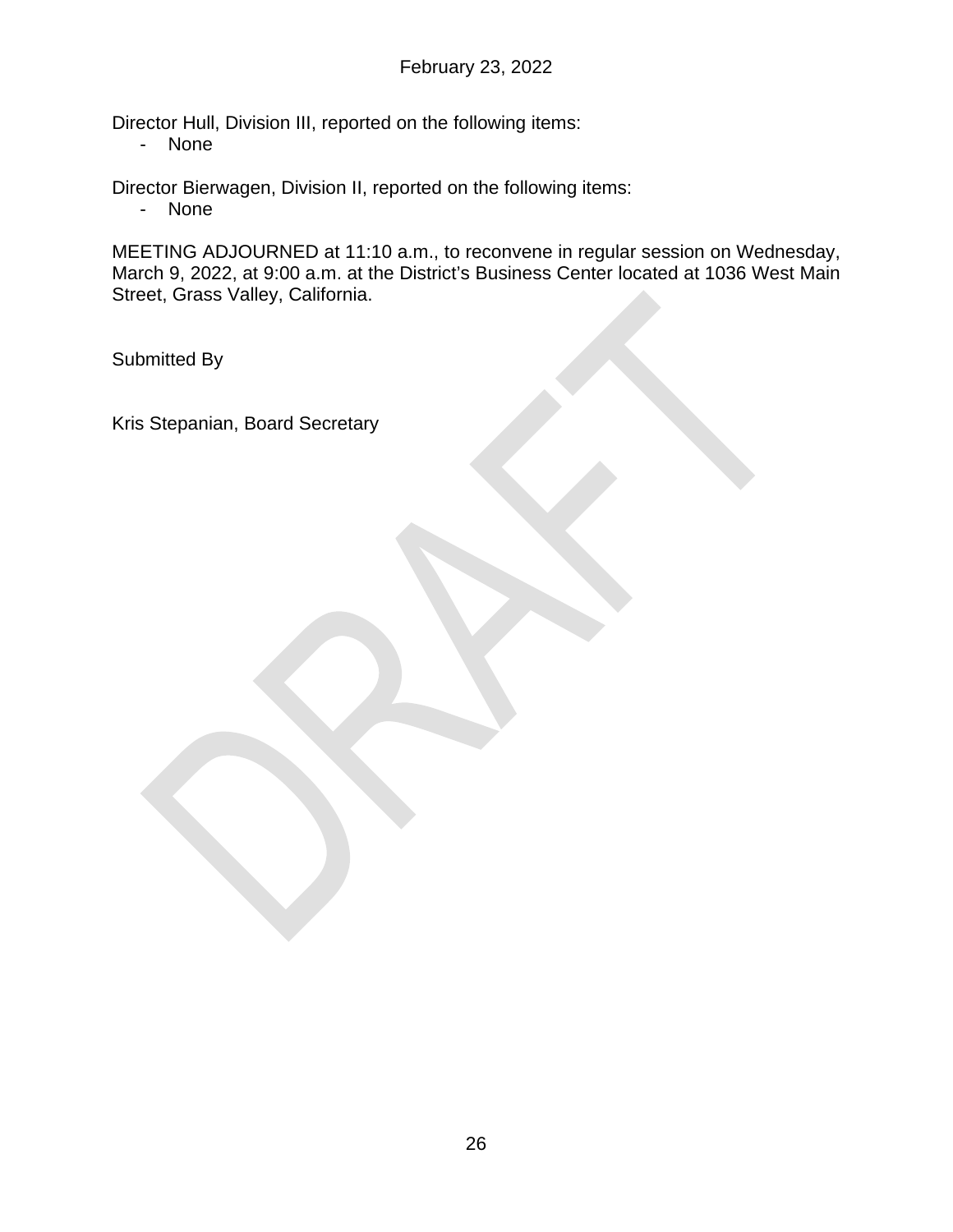Director Hull, Division III, reported on the following items:

- None

Director Bierwagen, Division II, reported on the following items:

- None

MEETING ADJOURNED at 11:10 a.m., to reconvene in regular session on Wednesday, March 9, 2022, at 9:00 a.m. at the District's Business Center located at 1036 West Main Street, Grass Valley, California.

Submitted By

Kris Stepanian, Board Secretary